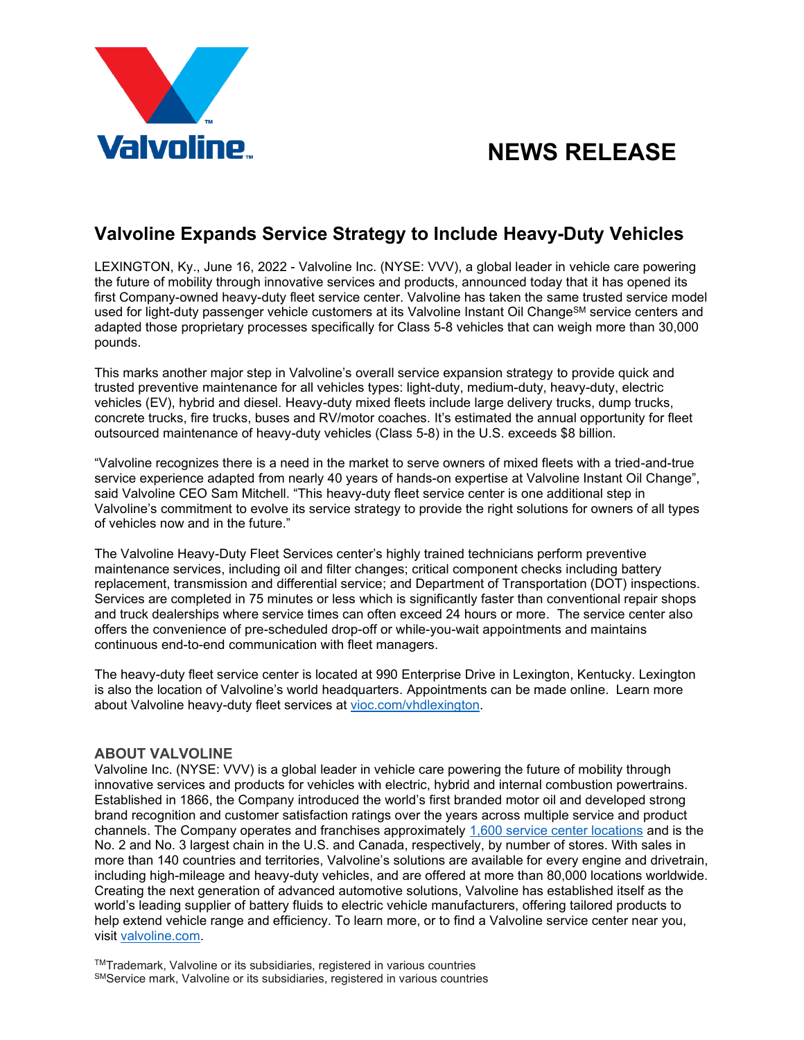# NEWS RELEASE

## Valvoline Expands Service Strategy to Include Heavy-Duty Vehicles

LEXINGTON, Ky., June 16, 2022 - Valvoline Inc. (NYSE: VVV), a global leader in vehicle care powering the future of mobility through innovative services and products, announced today that it has opened its first Company-owned heavy-duty fleet service center. Valvoline has taken the same trusted service model used for light-duty passenger vehicle customers at its Valvoline Instant Oil Change℠ service centers and adapted those proprietary processes specifically for Class 5-8 vehicles that can weigh more than 30,000 pounds.

This marks another major step in Valvoline's overall service expansion strategy to provide quick and trusted preventive maintenance for all vehicles types: light-duty, medium-duty, heavy-duty, electric vehicles (EV), hybrid and diesel. Heavy-duty mixed fleets include large delivery trucks, dump trucks, concrete trucks, fire trucks, buses and RV/motor coaches. It's estimated the annual opportunity for fleet outsourced maintenance of heavy-duty vehicles (Class 5-8) in the U.S. exceeds $8 billion.

"Valvoline recognizes there is a need in the market to serve owners of mixed fleets with a tried-and-true service experience adapted from nearly 40 years of hands-on expertise at Valvoline Instant Oil Change", said Valvoline CEO Sam Mitchell. "This heavy-duty fleet service center is one additional step in Valvoline's commitment to evolve its service strategy to provide the right solutions for owners of all types of vehicles now and in the future."

The Valvoline Heavy-Duty Fleet Services center's highly trained technicians perform preventive maintenance services, including oil and filter changes; critical component checks including battery replacement, transmission and differential service; and Department of Transportation (DOT) inspections. Services are completed in 75 minutes or less which is significantly faster than conventional repair shops and truck dealerships where service times can often exceed 24 hours or more. The service center also offers the convenience of pre-scheduled drop-off or while-you-wait appointments and maintains continuous end-to-end communication with fleet managers.

The heavy-duty fleet service center is located at 990 Enterprise Drive in Lexington, Kentucky. Lexington is also the location of Valvoline's world headquarters. Appointments can be made online. Learn more about Valvoline heavy-duty fleet services at vioc.com/vhdlexington.

### ABOUT VALVOLINE

Valvoline Inc. (NYSE: VVV) is a global leader in vehicle care powering the future of mobility through innovative services and products for vehicles with electric, hybrid and internal combustion powertrains. Established in 1866, the Company introduced the world's first branded motor oil and developed strong brand recognition and customer satisfaction ratings over the years across multiple service and product channels. The Company operates and franchises approximately 1,600 service center locations and is the No. 2 and No. 3 largest chain in the U.S. and Canada, respectively, by number of stores. With sales in more than 140 countries and territories, Valvoline's solutions are available for every engine and drivetrain, including high-mileage and heavy-duty vehicles, and are offered at more than 80,000 locations worldwide. Creating the next generation of advanced automotive solutions, Valvoline has established itself as the world's leading supplier of battery fluids to electric vehicle manufacturers, offering tailored products to help extend vehicle range and efficiency. To learn more, or to find a Valvoline service center near you, visit valvoline.com.

™Trademark, Valvoline or its subsidiaries, registered in various countries
℠Service mark, Valvoline or its subsidiaries, registered in various countries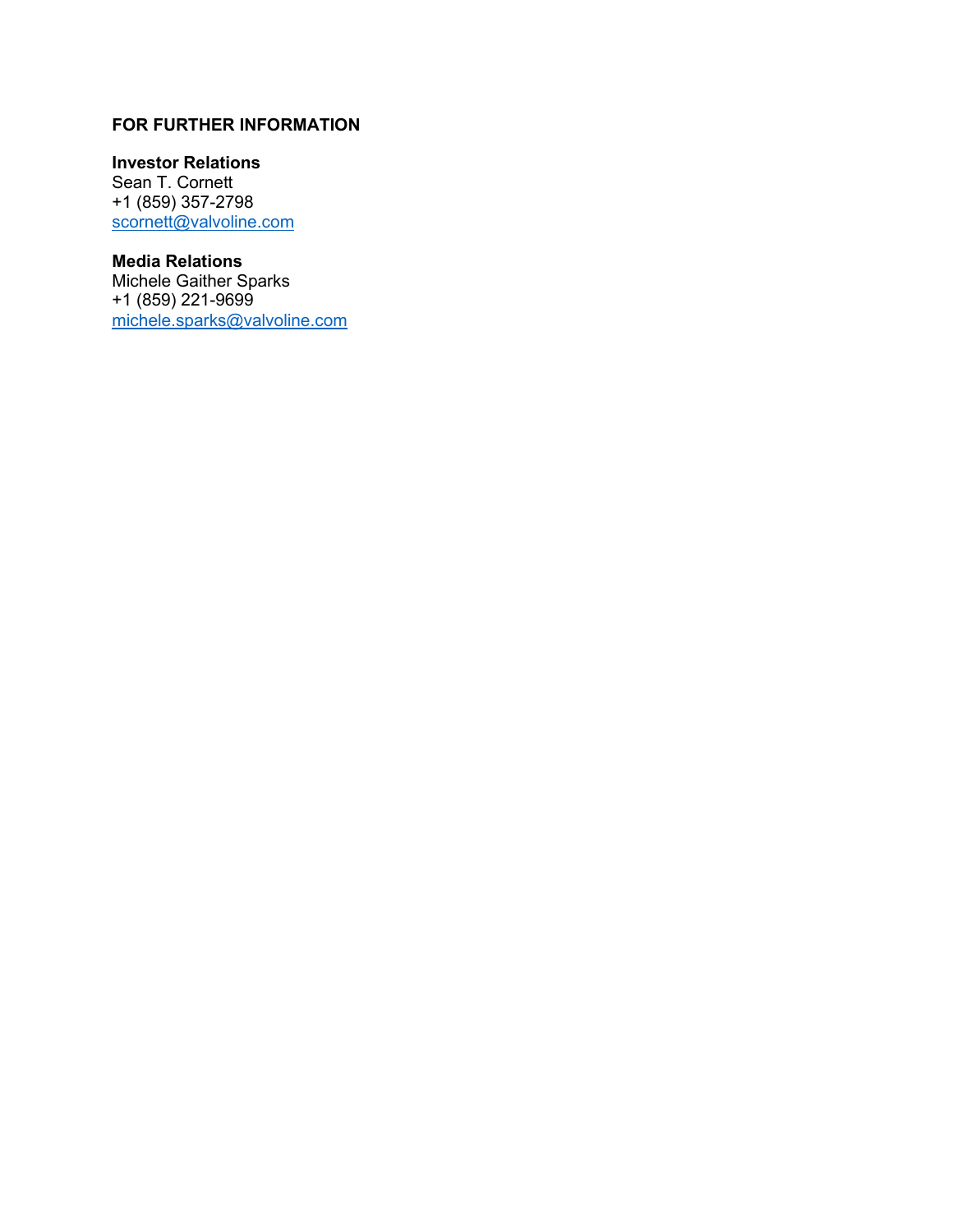**FOR FURTHER INFORMATION**

**Investor Relations**
Sean T. Cornett
+1 (859) 357-2798
scornett@valvoline.com

**Media Relations**
Michele Gaither Sparks
+1 (859) 221-9699
michele.sparks@valvoline.com